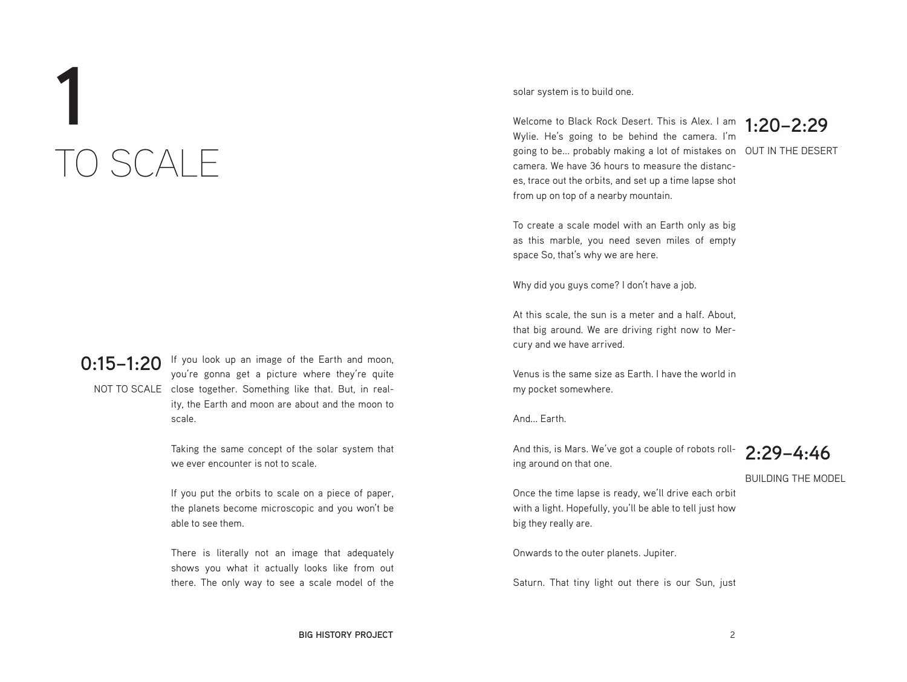# 1

# TO SCALE

## 0:15–1:20

NOT TO SCALE

If you look up an image of the Earth and moon, you're gonna get a picture where they're quite close together. Something like that. But, in reality, the Earth and moon are about and the moon to scale.

Taking the same concept of the solar system that we ever encounter is not to scale.

If you put the orbits to scale on a piece of paper, the planets become microscopic and you won't be able to see them.

There is literally not an image that adequately shows you what it actually looks like from out there. The only way to see a scale model of the solar system is to build one.

## 1:20–2:29

OUT IN THE DESERT

Welcome to Black Rock Desert. This is Alex. I am Wylie. He's going to be behind the camera. I'm going to be... probably making a lot of mistakes on camera. We have 36 hours to measure the distances, trace out the orbits, and set up a time lapse shot from up on top of a nearby mountain.

To create a scale model with an Earth only as big as this marble, you need seven miles of empty space So, that's why we are here.

Why did you guys come? I don't have a job.

At this scale, the sun is a meter and a half. About, that big around. We are driving right now to Mercury and we have arrived.

Venus is the same size as Earth. I have the world in my pocket somewhere.

And... Earth.

## 2:29–4:46

BUILDING THE MODEL

And this, is Mars. We've got a couple of robots rolling around on that one.

Once the time lapse is ready, we'll drive each orbit with a light. Hopefully, you'll be able to tell just how big they really are.

Onwards to the outer planets. Jupiter.

Saturn. That tiny light out there is our Sun, just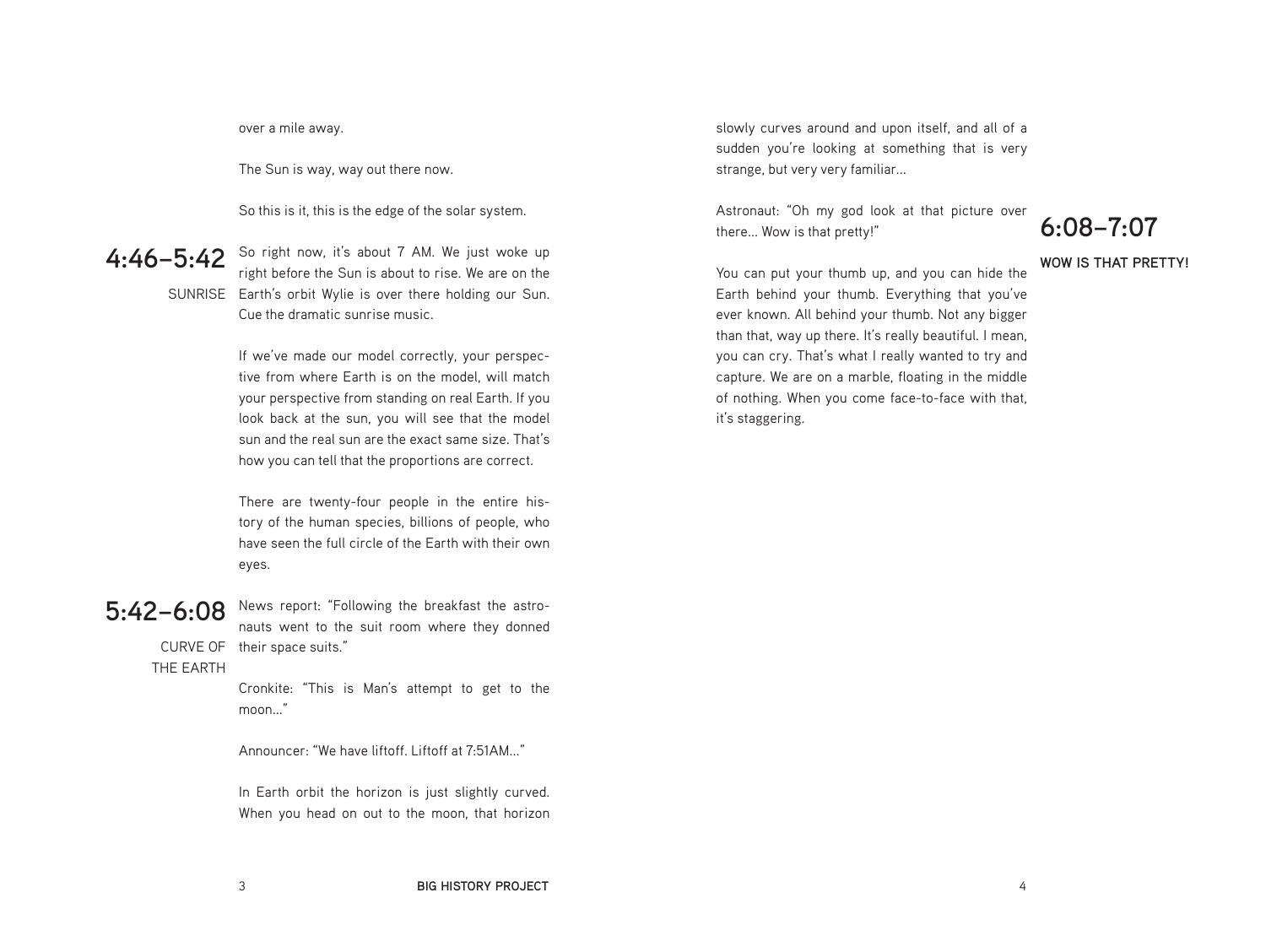over a mile away.

The Sun is way, way out there now.

So this is it, this is the edge of the solar system.

## 4:46–5:42

SUNRISE

So right now, it's about 7 AM. We just woke up right before the Sun is about to rise. We are on the Earth's orbit Wylie is over there holding our Sun. Cue the dramatic sunrise music.

If we've made our model correctly, your perspective from where Earth is on the model, will match your perspective from standing on real Earth. If you look back at the sun, you will see that the model sun and the real sun are the exact same size. That's how you can tell that the proportions are correct.

There are twenty-four people in the entire history of the human species, billions of people, who have seen the full circle of the Earth with their own eyes.

## 5:42–6:08

CURVE OF THE EARTH

News report: "Following the breakfast the astronauts went to the suit room where they donned their space suits."

Cronkite: "This is Man's attempt to get to the moon…"

Announcer: "We have liftoff. Liftoff at 7:51AM…"

In Earth orbit the horizon is just slightly curved. When you head on out to the moon, that horizon slowly curves around and upon itself, and all of a sudden you're looking at something that is very strange, but very very familiar…

## 6:08–7:07

**WOW IS THAT PRETTY!**

Astronaut: "Oh my god look at that picture over there… Wow is that pretty!"

You can put your thumb up, and you can hide the Earth behind your thumb. Everything that you've ever known. All behind your thumb. Not any bigger than that, way up there. It's really beautiful. I mean, you can cry. That's what I really wanted to try and capture. We are on a marble, floating in the middle of nothing. When you come face-to-face with that, it's staggering.